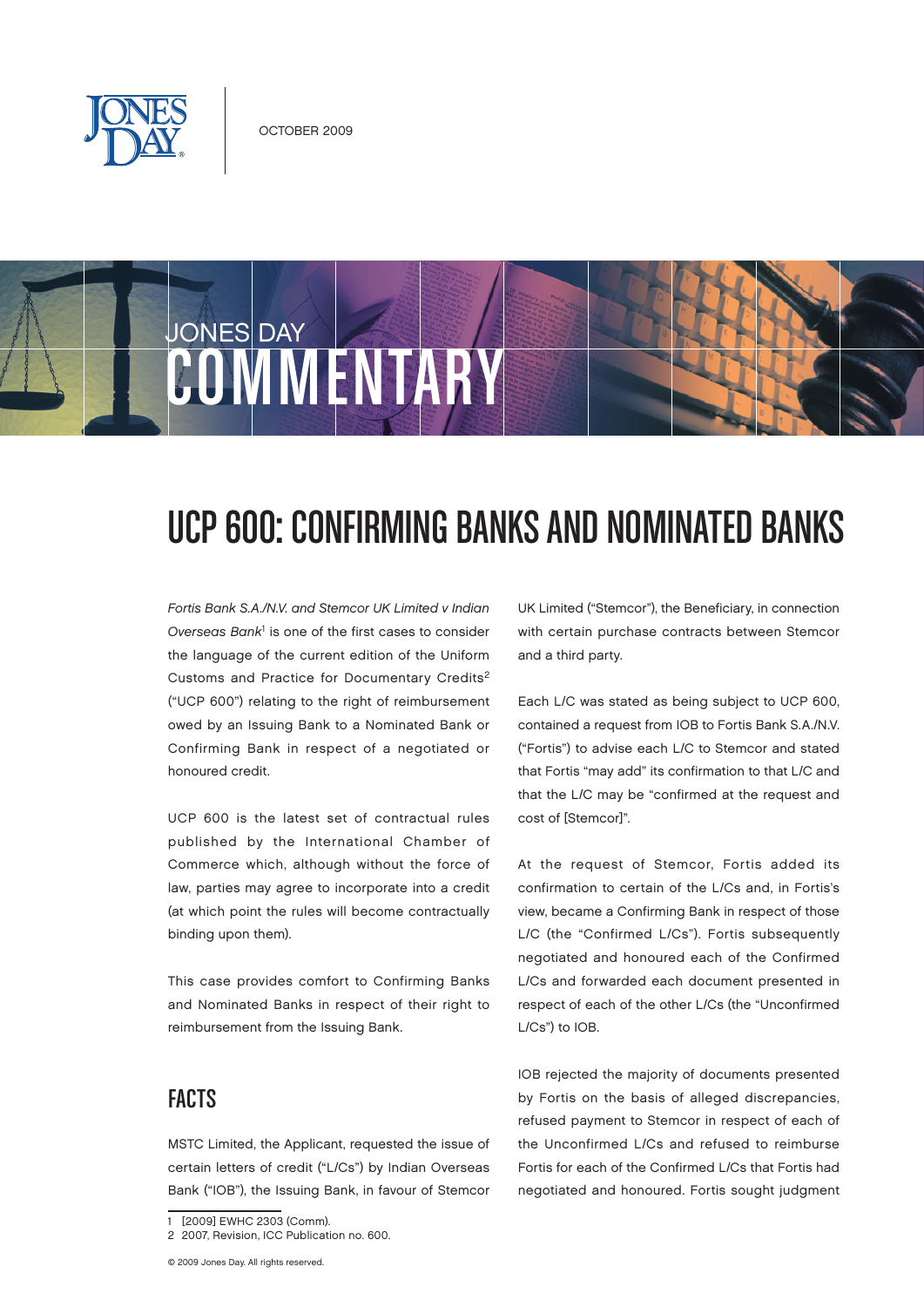OCTOBER 2009

# UCP 600: CONFIRMING BANKS AND NOMINATED BANKS

*Fortis Bank S.A./N.V. and Stemcor UK Limited v Indian Overseas Bank*[1] is one of the first cases to consider the language of the current edition of the Uniform Customs and Practice for Documentary Credits[2] ("UCP 600") relating to the right of reimbursement owed by an Issuing Bank to a Nominated Bank or Confirming Bank in respect of a negotiated or honoured credit.

UCP 600 is the latest set of contractual rules published by the International Chamber of Commerce which, although without the force of law, parties may agree to incorporate into a credit (at which point the rules will become contractually binding upon them).

This case provides comfort to Confirming Banks and Nominated Banks in respect of their right to reimbursement from the Issuing Bank.

## FACTS

MSTC Limited, the Applicant, requested the issue of certain letters of credit ("L/Cs") by Indian Overseas Bank ("IOB"), the Issuing Bank, in favour of Stemcor UK Limited ("Stemcor"), the Beneficiary, in connection with certain purchase contracts between Stemcor and a third party.

Each L/C was stated as being subject to UCP 600, contained a request from IOB to Fortis Bank S.A./N.V. ("Fortis") to advise each L/C to Stemcor and stated that Fortis "may add" its confirmation to that L/C and that the L/C may be "confirmed at the request and cost of [Stemcor]".

At the request of Stemcor, Fortis added its confirmation to certain of the L/Cs and, in Fortis's view, became a Confirming Bank in respect of those L/C (the "Confirmed L/Cs"). Fortis subsequently negotiated and honoured each of the Confirmed L/Cs and forwarded each document presented in respect of each of the other L/Cs (the "Unconfirmed L/Cs") to IOB.

IOB rejected the majority of documents presented by Fortis on the basis of alleged discrepancies, refused payment to Stemcor in respect of each of the Unconfirmed L/Cs and refused to reimburse Fortis for each of the Confirmed L/Cs that Fortis had negotiated and honoured. Fortis sought judgment

1 [2009] EWHC 2303 (Comm).
2 2007, Revision, ICC Publication no. 600.

© 2009 Jones Day. All rights reserved.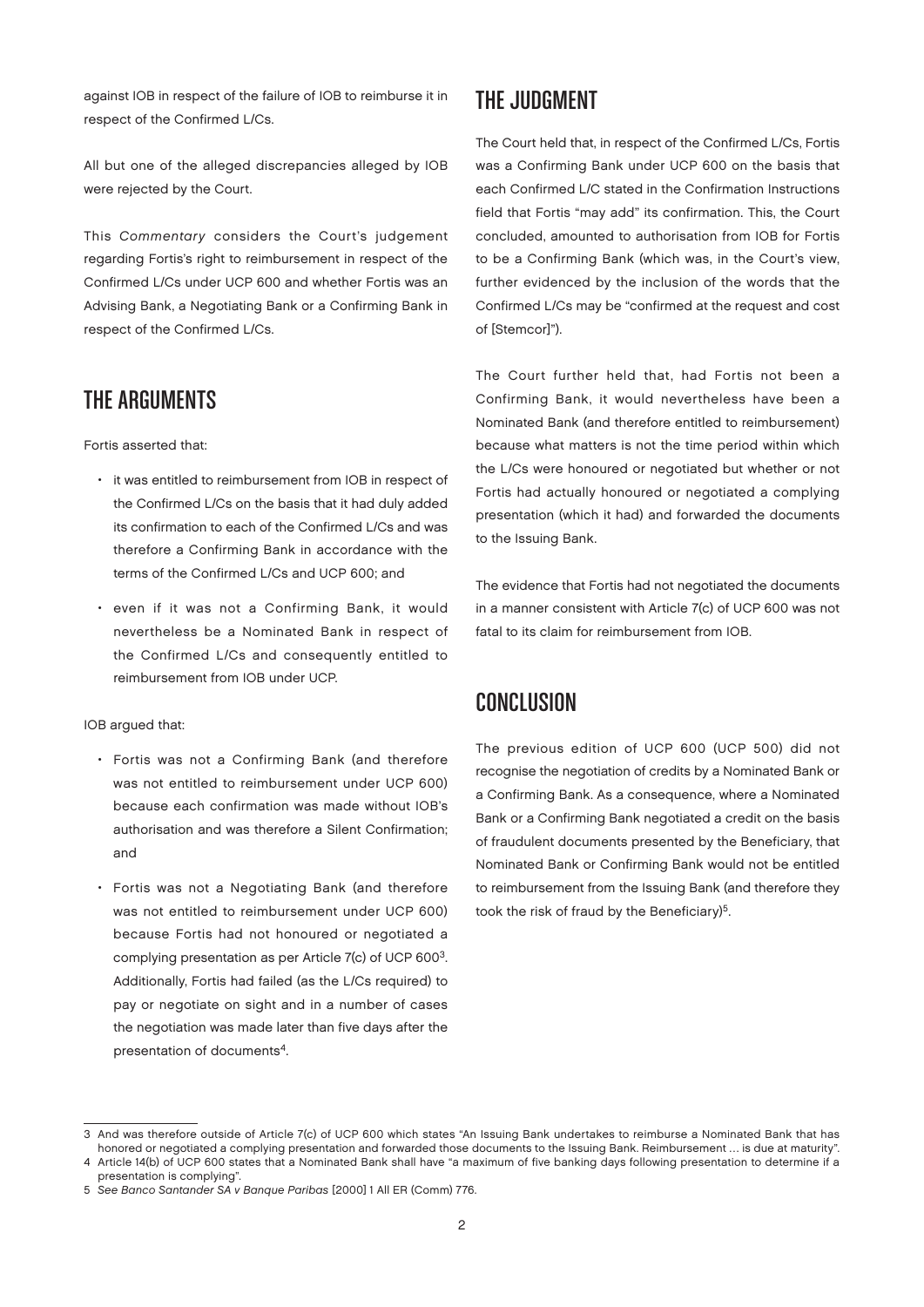against IOB in respect of the failure of IOB to reimburse it in respect of the Confirmed L/Cs.

All but one of the alleged discrepancies alleged by IOB were rejected by the Court.

This *Commentary* considers the Court's judgement regarding Fortis's right to reimbursement in respect of the Confirmed L/Cs under UCP 600 and whether Fortis was an Advising Bank, a Negotiating Bank or a Confirming Bank in respect of the Confirmed L/Cs.

## THE ARGUMENTS

Fortis asserted that:

- it was entitled to reimbursement from IOB in respect of the Confirmed L/Cs on the basis that it had duly added its confirmation to each of the Confirmed L/Cs and was therefore a Confirming Bank in accordance with the terms of the Confirmed L/Cs and UCP 600; and
- even if it was not a Confirming Bank, it would nevertheless be a Nominated Bank in respect of the Confirmed L/Cs and consequently entitled to reimbursement from IOB under UCP.

IOB argued that:

- Fortis was not a Confirming Bank (and therefore was not entitled to reimbursement under UCP 600) because each confirmation was made without IOB's authorisation and was therefore a Silent Confirmation; and
- Fortis was not a Negotiating Bank (and therefore was not entitled to reimbursement under UCP 600) because Fortis had not honoured or negotiated a complying presentation as per Article 7(c) of UCP 600[3]. Additionally, Fortis had failed (as the L/Cs required) to pay or negotiate on sight and in a number of cases the negotiation was made later than five days after the presentation of documents[4].

## THE JUDGMENT

The Court held that, in respect of the Confirmed L/Cs, Fortis was a Confirming Bank under UCP 600 on the basis that each Confirmed L/C stated in the Confirmation Instructions field that Fortis "may add" its confirmation. This, the Court concluded, amounted to authorisation from IOB for Fortis to be a Confirming Bank (which was, in the Court's view, further evidenced by the inclusion of the words that the Confirmed L/Cs may be "confirmed at the request and cost of [Stemcor]").

The Court further held that, had Fortis not been a Confirming Bank, it would nevertheless have been a Nominated Bank (and therefore entitled to reimbursement) because what matters is not the time period within which the L/Cs were honoured or negotiated but whether or not Fortis had actually honoured or negotiated a complying presentation (which it had) and forwarded the documents to the Issuing Bank.

The evidence that Fortis had not negotiated the documents in a manner consistent with Article 7(c) of UCP 600 was not fatal to its claim for reimbursement from IOB.

## CONCLUSION

The previous edition of UCP 600 (UCP 500) did not recognise the negotiation of credits by a Nominated Bank or a Confirming Bank. As a consequence, where a Nominated Bank or a Confirming Bank negotiated a credit on the basis of fraudulent documents presented by the Beneficiary, that Nominated Bank or Confirming Bank would not be entitled to reimbursement from the Issuing Bank (and therefore they took the risk of fraud by the Beneficiary)[5].

---

3 And was therefore outside of Article 7(c) of UCP 600 which states "An Issuing Bank undertakes to reimburse a Nominated Bank that has honored or negotiated a complying presentation and forwarded those documents to the Issuing Bank. Reimbursement … is due at maturity".

4 Article 14(b) of UCP 600 states that a Nominated Bank shall have "a maximum of five banking days following presentation to determine if a presentation is complying".

5 *See Banco Santander SA v Banque Paribas* [2000] 1 All ER (Comm) 776.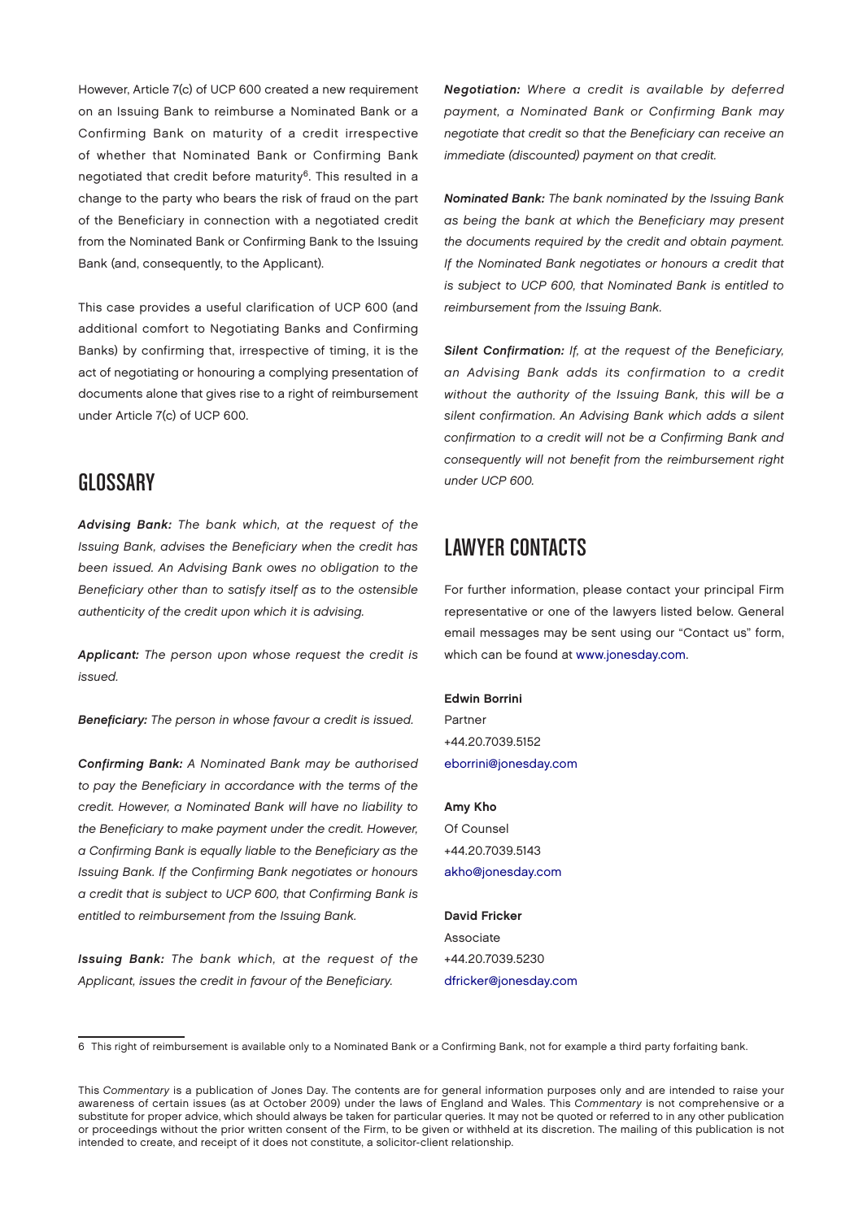However, Article 7(c) of UCP 600 created a new requirement on an Issuing Bank to reimburse a Nominated Bank or a Confirming Bank on maturity of a credit irrespective of whether that Nominated Bank or Confirming Bank negotiated that credit before maturity[6]. This resulted in a change to the party who bears the risk of fraud on the part of the Beneficiary in connection with a negotiated credit from the Nominated Bank or Confirming Bank to the Issuing Bank (and, consequently, to the Applicant).

This case provides a useful clarification of UCP 600 (and additional comfort to Negotiating Banks and Confirming Banks) by confirming that, irrespective of timing, it is the act of negotiating or honouring a complying presentation of documents alone that gives rise to a right of reimbursement under Article 7(c) of UCP 600.

## GLOSSARY

***Advising Bank:*** *The bank which, at the request of the Issuing Bank, advises the Beneficiary when the credit has been issued. An Advising Bank owes no obligation to the Beneficiary other than to satisfy itself as to the ostensible authenticity of the credit upon which it is advising.*

***Applicant:*** *The person upon whose request the credit is issued.*

***Beneficiary:*** *The person in whose favour a credit is issued.*

***Confirming Bank:*** *A Nominated Bank may be authorised to pay the Beneficiary in accordance with the terms of the credit. However, a Nominated Bank will have no liability to the Beneficiary to make payment under the credit. However, a Confirming Bank is equally liable to the Beneficiary as the Issuing Bank. If the Confirming Bank negotiates or honours a credit that is subject to UCP 600, that Confirming Bank is entitled to reimbursement from the Issuing Bank.*

***Issuing Bank:*** *The bank which, at the request of the Applicant, issues the credit in favour of the Beneficiary.*

***Negotiation:*** *Where a credit is available by deferred payment, a Nominated Bank or Confirming Bank may negotiate that credit so that the Beneficiary can receive an immediate (discounted) payment on that credit.*

***Nominated Bank:*** *The bank nominated by the Issuing Bank as being the bank at which the Beneficiary may present the documents required by the credit and obtain payment. If the Nominated Bank negotiates or honours a credit that is subject to UCP 600, that Nominated Bank is entitled to reimbursement from the Issuing Bank.*

***Silent Confirmation:*** *If, at the request of the Beneficiary, an Advising Bank adds its confirmation to a credit without the authority of the Issuing Bank, this will be a silent confirmation. An Advising Bank which adds a silent confirmation to a credit will not be a Confirming Bank and consequently will not benefit from the reimbursement right under UCP 600.*

## LAWYER CONTACTS

For further information, please contact your principal Firm representative or one of the lawyers listed below. General email messages may be sent using our "Contact us" form, which can be found at www.jonesday.com.

**Edwin Borrini**
Partner
+44.20.7039.5152
eborrini@jonesday.com

**Amy Kho**
Of Counsel
+44.20.7039.5143
akho@jonesday.com

**David Fricker**
Associate
+44.20.7039.5230
dfricker@jonesday.com

---

6 This right of reimbursement is available only to a Nominated Bank or a Confirming Bank, not for example a third party forfaiting bank.

This *Commentary* is a publication of Jones Day. The contents are for general information purposes only and are intended to raise your awareness of certain issues (as at October 2009) under the laws of England and Wales. This *Commentary* is not comprehensive or a substitute for proper advice, which should always be taken for particular queries. It may not be quoted or referred to in any other publication or proceedings without the prior written consent of the Firm, to be given or withheld at its discretion. The mailing of this publication is not intended to create, and receipt of it does not constitute, a solicitor-client relationship.